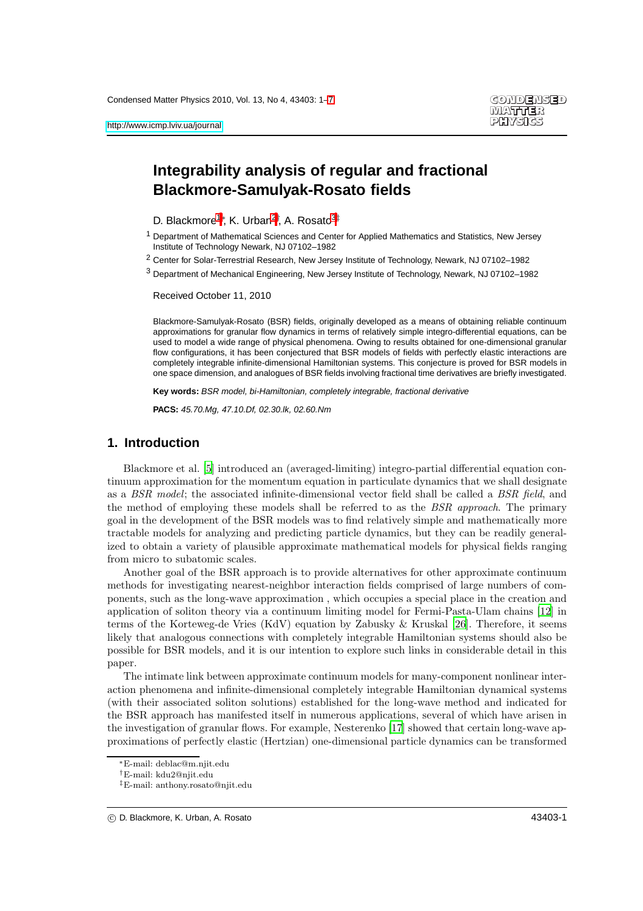# Integrability analysis of regular and fractional Blackmore-Samulyak-Rosato fields

D. Blackmore[1]*, K. Urban[2]†, A. Rosato[3]‡

[1] Department of Mathematical Sciences and Center for Applied Mathematics and Statistics, New Jersey Institute of Technology Newark, NJ 07102–1982

[2] Center for Solar-Terrestrial Research, New Jersey Institute of Technology, Newark, NJ 07102–1982

[3] Department of Mechanical Engineering, New Jersey Institute of Technology, Newark, NJ 07102–1982

Received October 11, 2010

Blackmore-Samulyak-Rosato (BSR) fields, originally developed as a means of obtaining reliable continuum approximations for granular flow dynamics in terms of relatively simple integro-differential equations, can be used to model a wide range of physical phenomena. Owing to results obtained for one-dimensional granular flow configurations, it has been conjectured that BSR models of fields with perfectly elastic interactions are completely integrable infinite-dimensional Hamiltonian systems. This conjecture is proved for BSR models in one space dimension, and analogues of BSR fields involving fractional time derivatives are briefly investigated.

**Key words:** *BSR model, bi-Hamiltonian, completely integrable, fractional derivative*

**PACS:** *45.70.Mg, 47.10.Df, 02.30.Ik, 02.60.Nm*

## 1. Introduction

Blackmore et al. [5] introduced an (averaged-limiting) integro-partial differential equation continuum approximation for the momentum equation in particulate dynamics that we shall designate as a *BSR model*; the associated infinite-dimensional vector field shall be called a *BSR field*, and the method of employing these models shall be referred to as the *BSR approach*. The primary goal in the development of the BSR models was to find relatively simple and mathematically more tractable models for analyzing and predicting particle dynamics, but they can be readily generalized to obtain a variety of plausible approximate mathematical models for physical fields ranging from micro to subatomic scales.

Another goal of the BSR approach is to provide alternatives for other approximate continuum methods for investigating nearest-neighbor interaction fields comprised of large numbers of components, such as the long-wave approximation , which occupies a special place in the creation and application of soliton theory via a continuum limiting model for Fermi-Pasta-Ulam chains [12] in terms of the Korteweg-de Vries (KdV) equation by Zabusky & Kruskal [26]. Therefore, it seems likely that analogous connections with completely integrable Hamiltonian systems should also be possible for BSR models, and it is our intention to explore such links in considerable detail in this paper.

The intimate link between approximate continuum models for many-component nonlinear interaction phenomena and infinite-dimensional completely integrable Hamiltonian dynamical systems (with their associated soliton solutions) established for the long-wave method and indicated for the BSR approach has manifested itself in numerous applications, several of which have arisen in the investigation of granular flows. For example, Nesterenko [17] showed that certain long-wave approximations of perfectly elastic (Hertzian) one-dimensional particle dynamics can be transformed

*E-mail: deblac@m.njit.edu

†E-mail: kdu2@njit.edu

‡E-mail: anthony.rosato@njit.edu

© D. Blackmore, K. Urban, A. Rosato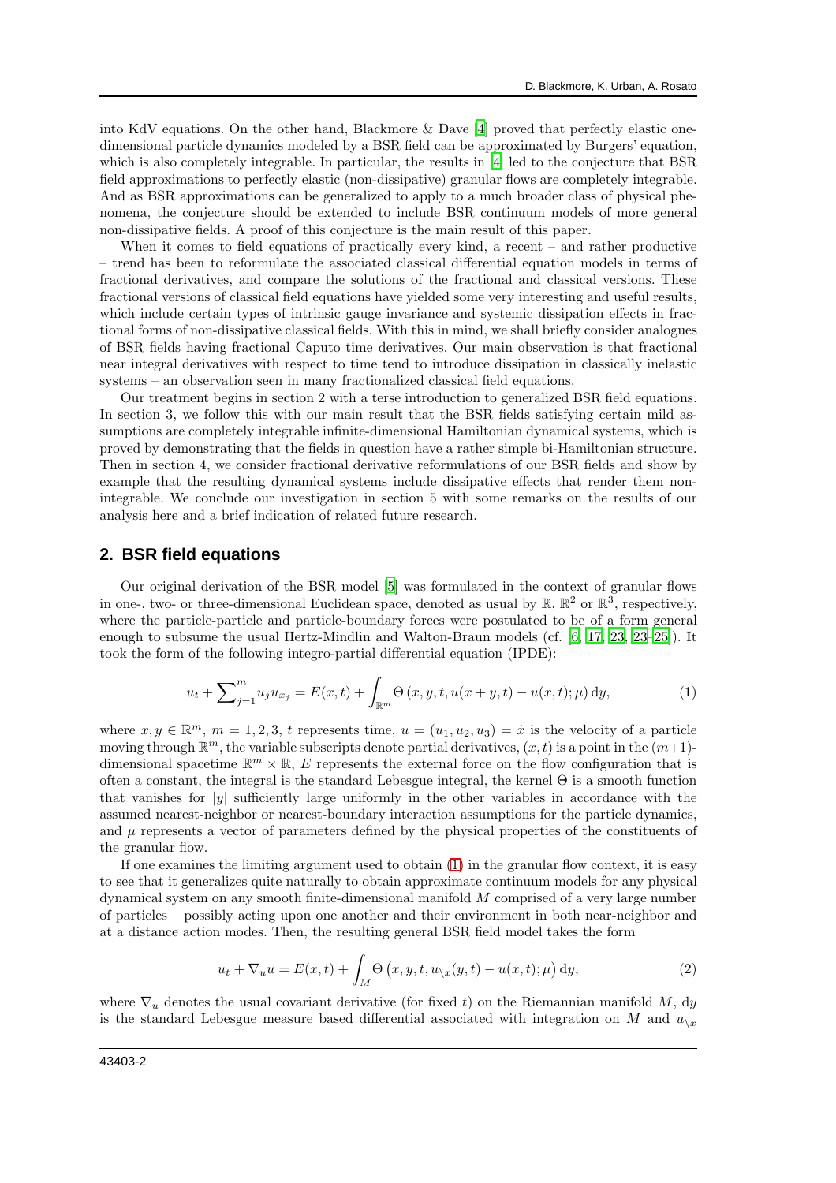into KdV equations. On the other hand, Blackmore & Dave [4] proved that perfectly elastic one-dimensional particle dynamics modeled by a BSR field can be approximated by Burgers' equation, which is also completely integrable. In particular, the results in [4] led to the conjecture that BSR field approximations to perfectly elastic (non-dissipative) granular flows are completely integrable. And as BSR approximations can be generalized to apply to a much broader class of physical phenomena, the conjecture should be extended to include BSR continuum models of more general non-dissipative fields. A proof of this conjecture is the main result of this paper.

When it comes to field equations of practically every kind, a recent – and rather productive – trend has been to reformulate the associated classical differential equation models in terms of fractional derivatives, and compare the solutions of the fractional and classical versions. These fractional versions of classical field equations have yielded some very interesting and useful results, which include certain types of intrinsic gauge invariance and systemic dissipation effects in fractional forms of non-dissipative classical fields. With this in mind, we shall briefly consider analogues of BSR fields having fractional Caputo time derivatives. Our main observation is that fractional near integral derivatives with respect to time tend to introduce dissipation in classically inelastic systems – an observation seen in many fractionalized classical field equations.

Our treatment begins in section 2 with a terse introduction to generalized BSR field equations. In section 3, we follow this with our main result that the BSR fields satisfying certain mild assumptions are completely integrable infinite-dimensional Hamiltonian dynamical systems, which is proved by demonstrating that the fields in question have a rather simple bi-Hamiltonian structure. Then in section 4, we consider fractional derivative reformulations of our BSR fields and show by example that the resulting dynamical systems include dissipative effects that render them non-integrable. We conclude our investigation in section 5 with some remarks on the results of our analysis here and a brief indication of related future research.

## 2. BSR field equations

Our original derivation of the BSR model [5] was formulated in the context of granular flows in one-, two- or three-dimensional Euclidean space, denoted as usual by $\mathbb{R}$, $\mathbb{R}^2$ or $\mathbb{R}^3$, respectively, where the particle-particle and particle-boundary forces were postulated to be of a form general enough to subsume the usual Hertz-Mindlin and Walton-Braun models (cf. [6, 17, 23, 23–25]). It took the form of the following integro-partial differential equation (IPDE):

$$u_t + \sum_{j=1}^{m} u_j u_{x_j} = E(x,t) + \int_{\mathbb{R}^m} \Theta\left(x, y, t, u(x+y,t) - u(x,t); \mu\right) \mathrm{d}y, \tag{1}$$

where $x, y \in \mathbb{R}^m$, $m = 1, 2, 3$, $t$ represents time, $u = (u_1, u_2, u_3) = \dot{x}$ is the velocity of a particle moving through $\mathbb{R}^m$, the variable subscripts denote partial derivatives, $(x,t)$ is a point in the $(m+1)$-dimensional spacetime $\mathbb{R}^m \times \mathbb{R}$, $E$ represents the external force on the flow configuration that is often a constant, the integral is the standard Lebesgue integral, the kernel $\Theta$ is a smooth function that vanishes for $|y|$ sufficiently large uniformly in the other variables in accordance with the assumed nearest-neighbor or nearest-boundary interaction assumptions for the particle dynamics, and $\mu$ represents a vector of parameters defined by the physical properties of the constituents of the granular flow.

If one examines the limiting argument used to obtain (1) in the granular flow context, it is easy to see that it generalizes quite naturally to obtain approximate continuum models for any physical dynamical system on any smooth finite-dimensional manifold $M$ comprised of a very large number of particles – possibly acting upon one another and their environment in both near-neighbor and at a distance action modes. Then, the resulting general BSR field model takes the form

$$u_t + \nabla_u u = E(x,t) + \int_M \Theta\left(x, y, t, u_{\setminus x}(y,t) - u(x,t); \mu\right) \mathrm{d}y, \tag{2}$$

where $\nabla_u$ denotes the usual covariant derivative (for fixed $t$) on the Riemannian manifold $M$, $\mathrm{d}y$ is the standard Lebesgue measure based differential associated with integration on $M$ and $u_{\setminus x}$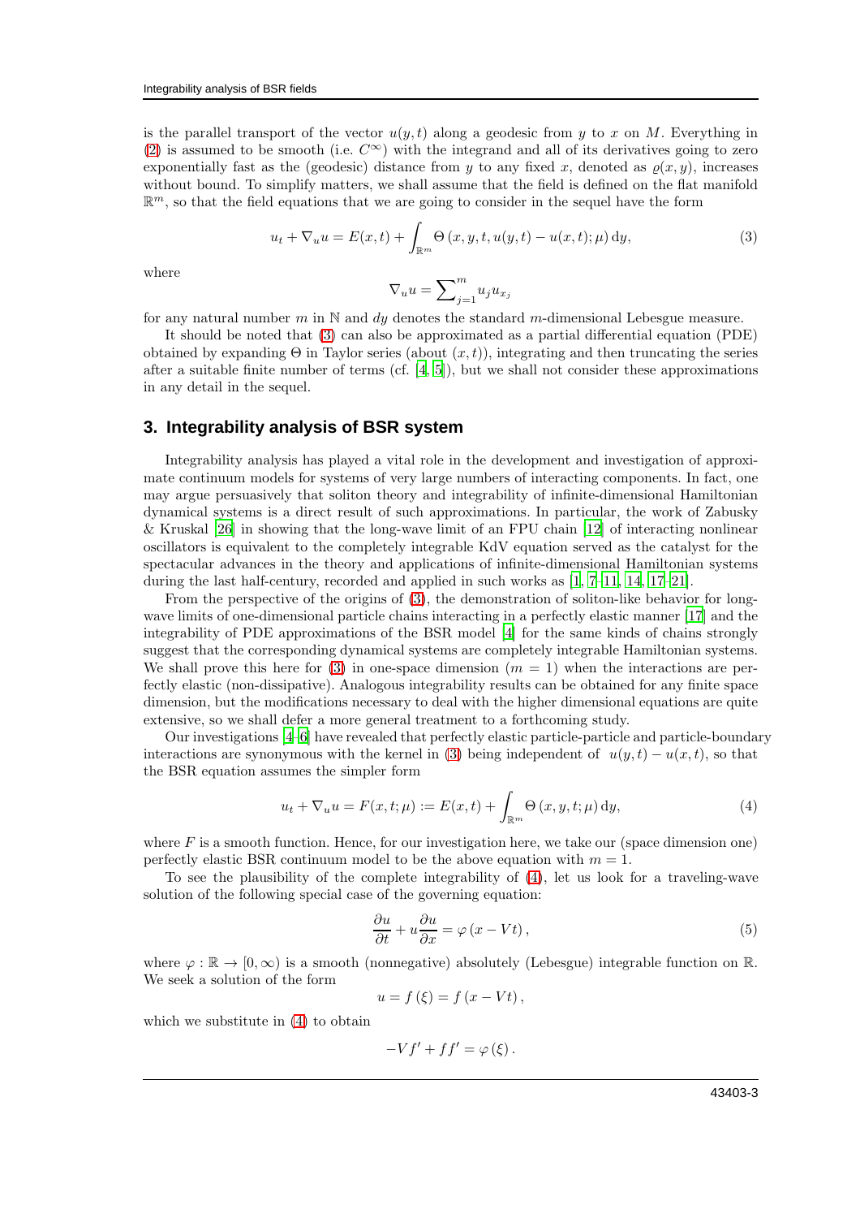is the parallel transport of the vector $u(y,t)$ along a geodesic from $y$ to $x$ on $M$. Everything in (2) is assumed to be smooth (i.e. $C^\infty$) with the integrand and all of its derivatives going to zero exponentially fast as the (geodesic) distance from $y$ to any fixed $x$, denoted as $\varrho(x,y)$, increases without bound. To simplify matters, we shall assume that the field is defined on the flat manifold $\mathbb{R}^m$, so that the field equations that we are going to consider in the sequel have the form

$$u_t + \nabla_u u = E(x,t) + \int_{\mathbb{R}^m} \Theta\left(x, y, t, u(y,t) - u(x,t); \mu\right) \mathrm{d}y, \tag{3}$$

where

$$\nabla_u u = \sum\nolimits_{j=1}^{m} u_j u_{x_j}$$

for any natural number $m$ in $\mathbb{N}$ and $dy$ denotes the standard $m$-dimensional Lebesgue measure.

It should be noted that (3) can also be approximated as a partial differential equation (PDE) obtained by expanding $\Theta$ in Taylor series (about $(x,t)$), integrating and then truncating the series after a suitable finite number of terms (cf. [4, 5]), but we shall not consider these approximations in any detail in the sequel.

## 3. Integrability analysis of BSR system

Integrability analysis has played a vital role in the development and investigation of approximate continuum models for systems of very large numbers of interacting components. In fact, one may argue persuasively that soliton theory and integrability of infinite-dimensional Hamiltonian dynamical systems is a direct result of such approximations. In particular, the work of Zabusky & Kruskal [26] in showing that the long-wave limit of an FPU chain [12] of interacting nonlinear oscillators is equivalent to the completely integrable KdV equation served as the catalyst for the spectacular advances in the theory and applications of infinite-dimensional Hamiltonian systems during the last half-century, recorded and applied in such works as [1, 7–11, 14, 17–21].

From the perspective of the origins of (3), the demonstration of soliton-like behavior for long-wave limits of one-dimensional particle chains interacting in a perfectly elastic manner [17] and the integrability of PDE approximations of the BSR model [4] for the same kinds of chains strongly suggest that the corresponding dynamical systems are completely integrable Hamiltonian systems. We shall prove this here for (3) in one-space dimension ($m = 1$) when the interactions are perfectly elastic (non-dissipative). Analogous integrability results can be obtained for any finite space dimension, but the modifications necessary to deal with the higher dimensional equations are quite extensive, so we shall defer a more general treatment to a forthcoming study.

Our investigations [4–6] have revealed that perfectly elastic particle-particle and particle-boundary interactions are synonymous with the kernel in (3) being independent of $u(y,t) - u(x,t)$, so that the BSR equation assumes the simpler form

$$u_t + \nabla_u u = F(x,t;\mu) := E(x,t) + \int_{\mathbb{R}^m} \Theta\left(x, y, t; \mu\right) \mathrm{d}y, \tag{4}$$

where $F$ is a smooth function. Hence, for our investigation here, we take our (space dimension one) perfectly elastic BSR continuum model to be the above equation with $m = 1$.

To see the plausibility of the complete integrability of (4), let us look for a traveling-wave solution of the following special case of the governing equation:

$$\frac{\partial u}{\partial t} + u\frac{\partial u}{\partial x} = \varphi\left(x - Vt\right), \tag{5}$$

where $\varphi : \mathbb{R} \to [0, \infty)$ is a smooth (nonnegative) absolutely (Lebesgue) integrable function on $\mathbb{R}$. We seek a solution of the form

$$u = f\left(\xi\right) = f\left(x - Vt\right),$$

which we substitute in (4) to obtain

$$-Vf' + ff' = \varphi\left(\xi\right).$$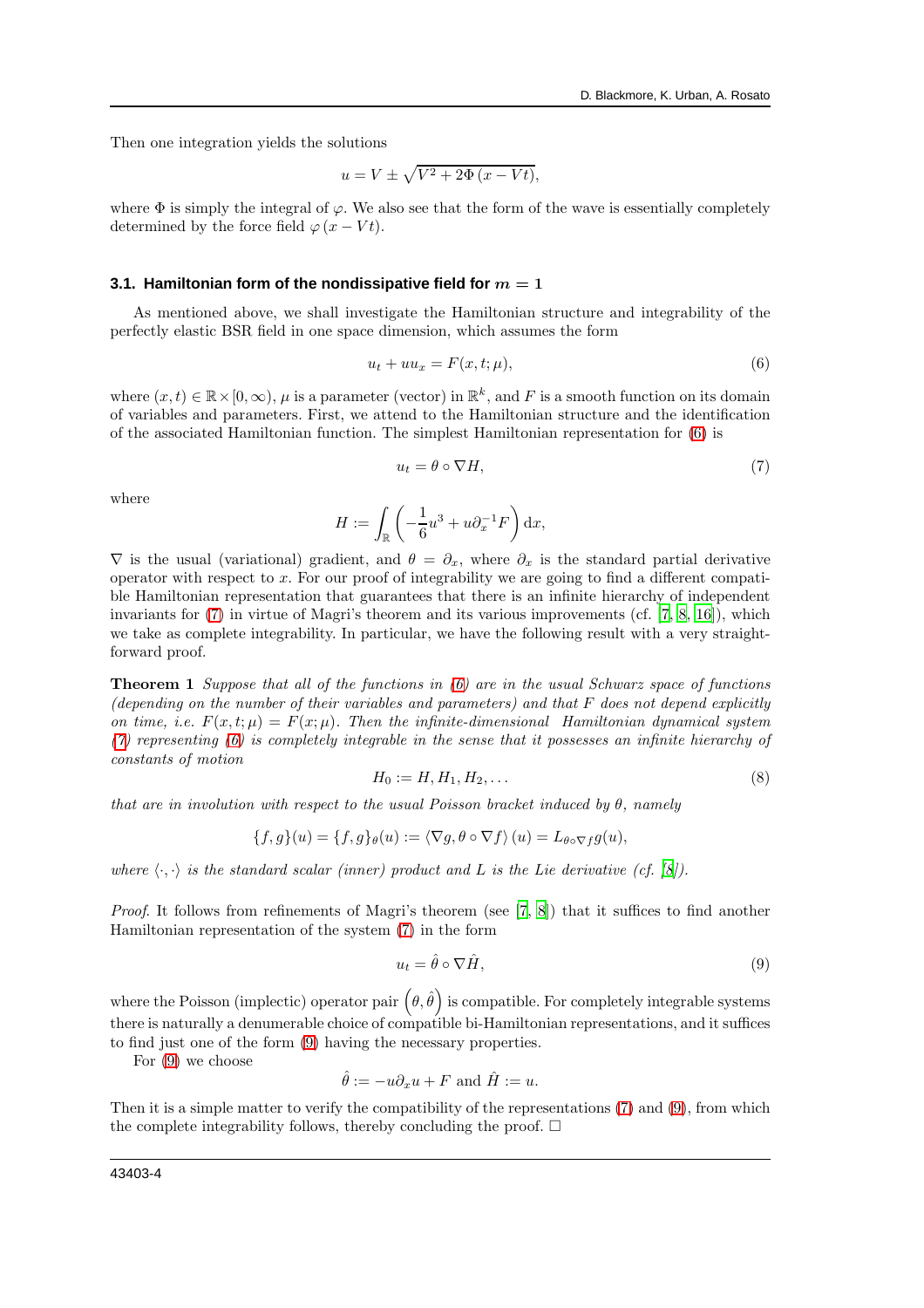Then one integration yields the solutions

$$u = V \pm \sqrt{V^2 + 2\Phi\,(x - Vt)},$$

where $\Phi$ is simply the integral of $\varphi$. We also see that the form of the wave is essentially completely determined by the force field $\varphi\,(x - Vt)$.

### 3.1. Hamiltonian form of the nondissipative field for $m = 1$

As mentioned above, we shall investigate the Hamiltonian structure and integrability of the perfectly elastic BSR field in one space dimension, which assumes the form

$$u_t + uu_x = F(x, t; \mu), \tag{6}$$

where $(x, t) \in \mathbb{R} \times [0, \infty)$, $\mu$ is a parameter (vector) in $\mathbb{R}^k$, and $F$ is a smooth function on its domain of variables and parameters. First, we attend to the Hamiltonian structure and the identification of the associated Hamiltonian function. The simplest Hamiltonian representation for (6) is

$$u_t = \theta \circ \nabla H, \tag{7}$$

where

$$H := \int_{\mathbb{R}} \left( -\frac{1}{6}u^3 + u\partial_x^{-1} F \right) \mathrm{d}x,$$

$\nabla$ is the usual (variational) gradient, and $\theta = \partial_x$, where $\partial_x$ is the standard partial derivative operator with respect to $x$. For our proof of integrability we are going to find a different compatible Hamiltonian representation that guarantees that there is an infinite hierarchy of independent invariants for (7) in virtue of Magri's theorem and its various improvements (cf. [7, 8, 16]), which we take as complete integrability. In particular, we have the following result with a very straightforward proof.

**Theorem 1** *Suppose that all of the functions in (6) are in the usual Schwarz space of functions (depending on the number of their variables and parameters) and that $F$ does not depend explicitly on time, i.e. $F(x, t; \mu) = F(x; \mu)$. Then the infinite-dimensional Hamiltonian dynamical system (7) representing (6) is completely integrable in the sense that it possesses an infinite hierarchy of constants of motion*

$$H_0 := H, H_1, H_2, \ldots \tag{8}$$

*that are in involution with respect to the usual Poisson bracket induced by $\theta$, namely*

$$\{f, g\}(u) = \{f, g\}_\theta(u) := \langle \nabla g, \theta \circ \nabla f \rangle (u) = L_{\theta \circ \nabla f}\, g(u),$$

*where $\langle \cdot, \cdot \rangle$ is the standard scalar (inner) product and $L$ is the Lie derivative (cf. [8]).*

*Proof.* It follows from refinements of Magri's theorem (see [7, 8]) that it suffices to find another Hamiltonian representation of the system (7) in the form

$$u_t = \hat{\theta} \circ \nabla \hat{H}, \tag{9}$$

where the Poisson (implectic) operator pair $\left(\theta, \hat{\theta}\right)$ is compatible. For completely integrable systems there is naturally a denumerable choice of compatible bi-Hamiltonian representations, and it suffices to find just one of the form (9) having the necessary properties.

For (9) we choose

$$\hat{\theta} := -u\partial_x u + F \text{ and } \hat{H} := u.$$

Then it is a simple matter to verify the compatibility of the representations (7) and (9), from which the complete integrability follows, thereby concluding the proof. □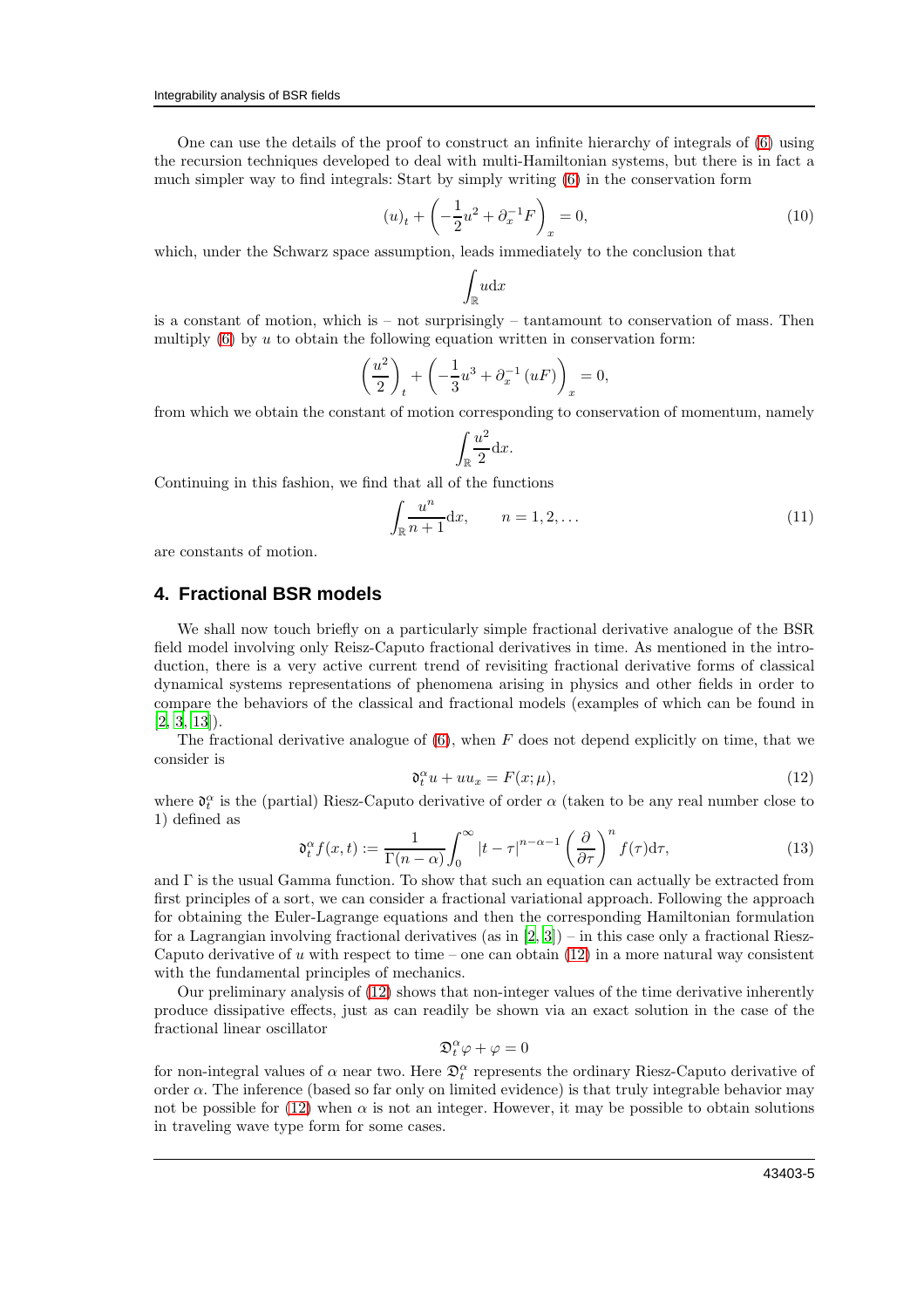One can use the details of the proof to construct an infinite hierarchy of integrals of (6) using the recursion techniques developed to deal with multi-Hamiltonian systems, but there is in fact a much simpler way to find integrals: Start by simply writing (6) in the conservation form

$$(u)_t + \left(-\frac{1}{2}u^2 + \partial_x^{-1}F\right)_x = 0, \tag{10}$$

which, under the Schwarz space assumption, leads immediately to the conclusion that

$$\int_{\mathbb{R}} u \mathrm{d}x$$

is a constant of motion, which is – not surprisingly – tantamount to conservation of mass. Then multiply (6) by $u$ to obtain the following equation written in conservation form:

$$\left(\frac{u^2}{2}\right)_t + \left(-\frac{1}{3}u^3 + \partial_x^{-1}(uF)\right)_x = 0,$$

from which we obtain the constant of motion corresponding to conservation of momentum, namely

$$\int_{\mathbb{R}} \frac{u^2}{2} \mathrm{d}x.$$

Continuing in this fashion, we find that all of the functions

$$\int_{\mathbb{R}} \frac{u^n}{n+1} \mathrm{d}x, \qquad n = 1, 2, \ldots \tag{11}$$

are constants of motion.

## 4. Fractional BSR models

We shall now touch briefly on a particularly simple fractional derivative analogue of the BSR field model involving only Reisz-Caputo fractional derivatives in time. As mentioned in the introduction, there is a very active current trend of revisiting fractional derivative forms of classical dynamical systems representations of phenomena arising in physics and other fields in order to compare the behaviors of the classical and fractional models (examples of which can be found in [2, 3, 13]).

The fractional derivative analogue of (6), when $F$ does not depend explicitly on time, that we consider is

$$\mathfrak{d}_t^\alpha u + u u_x = F(x; \mu), \tag{12}$$

where $\mathfrak{d}_t^\alpha$ is the (partial) Riesz-Caputo derivative of order $\alpha$ (taken to be any real number close to 1) defined as

$$\mathfrak{d}_t^\alpha f(x,t) := \frac{1}{\Gamma(n-\alpha)} \int_0^\infty |t-\tau|^{n-\alpha-1} \left(\frac{\partial}{\partial \tau}\right)^n f(\tau) \mathrm{d}\tau, \tag{13}$$

and $\Gamma$ is the usual Gamma function. To show that such an equation can actually be extracted from first principles of a sort, we can consider a fractional variational approach. Following the approach for obtaining the Euler-Lagrange equations and then the corresponding Hamiltonian formulation for a Lagrangian involving fractional derivatives (as in [2, 3]) – in this case only a fractional Riesz-Caputo derivative of $u$ with respect to time – one can obtain (12) in a more natural way consistent with the fundamental principles of mechanics.

Our preliminary analysis of (12) shows that non-integer values of the time derivative inherently produce dissipative effects, just as can readily be shown via an exact solution in the case of the fractional linear oscillator

$$\mathfrak{D}_t^\alpha \varphi + \varphi = 0$$

for non-integral values of $\alpha$ near two. Here $\mathfrak{D}_t^\alpha$ represents the ordinary Riesz-Caputo derivative of order $\alpha$. The inference (based so far only on limited evidence) is that truly integrable behavior may not be possible for (12) when $\alpha$ is not an integer. However, it may be possible to obtain solutions in traveling wave type form for some cases.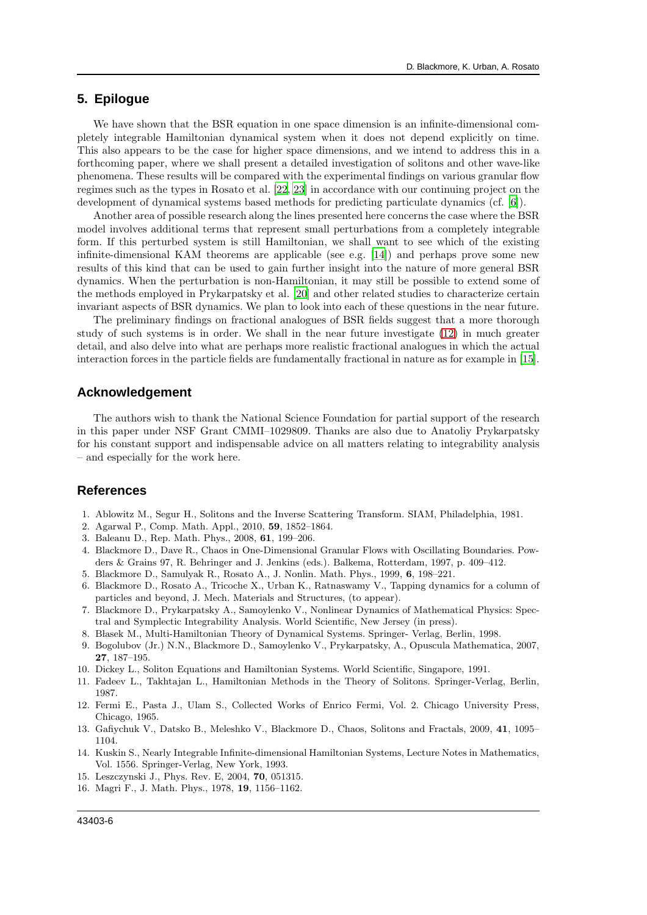## 5. Epilogue

We have shown that the BSR equation in one space dimension is an infinite-dimensional completely integrable Hamiltonian dynamical system when it does not depend explicitly on time. This also appears to be the case for higher space dimensions, and we intend to address this in a forthcoming paper, where we shall present a detailed investigation of solitons and other wave-like phenomena. These results will be compared with the experimental findings on various granular flow regimes such as the types in Rosato et al. [22, 23] in accordance with our continuing project on the development of dynamical systems based methods for predicting particulate dynamics (cf. [6]).

Another area of possible research along the lines presented here concerns the case where the BSR model involves additional terms that represent small perturbations from a completely integrable form. If this perturbed system is still Hamiltonian, we shall want to see which of the existing infinite-dimensional KAM theorems are applicable (see e.g. [14]) and perhaps prove some new results of this kind that can be used to gain further insight into the nature of more general BSR dynamics. When the perturbation is non-Hamiltonian, it may still be possible to extend some of the methods employed in Prykarpatsky et al. [20] and other related studies to characterize certain invariant aspects of BSR dynamics. We plan to look into each of these questions in the near future.

The preliminary findings on fractional analogues of BSR fields suggest that a more thorough study of such systems is in order. We shall in the near future investigate (12) in much greater detail, and also delve into what are perhaps more realistic fractional analogues in which the actual interaction forces in the particle fields are fundamentally fractional in nature as for example in [15].

## Acknowledgement

The authors wish to thank the National Science Foundation for partial support of the research in this paper under NSF Grant CMMI–1029809. Thanks are also due to Anatoliy Prykarpatsky for his constant support and indispensable advice on all matters relating to integrability analysis – and especially for the work here.

## References

1. Ablowitz M., Segur H., Solitons and the Inverse Scattering Transform. SIAM, Philadelphia, 1981.
2. Agarwal P., Comp. Math. Appl., 2010, **59**, 1852–1864.
3. Baleanu D., Rep. Math. Phys., 2008, **61**, 199–206.
4. Blackmore D., Dave R., Chaos in One-Dimensional Granular Flows with Oscillating Boundaries. Powders & Grains 97, R. Behringer and J. Jenkins (eds.). Balkema, Rotterdam, 1997, p. 409–412.
5. Blackmore D., Samulyak R., Rosato A., J. Nonlin. Math. Phys., 1999, **6**, 198–221.
6. Blackmore D., Rosato A., Tricoche X., Urban K., Ratnaswamy V., Tapping dynamics for a column of particles and beyond, J. Mech. Materials and Structures, (to appear).
7. Blackmore D., Prykarpatsky A., Samoylenko V., Nonlinear Dynamics of Mathematical Physics: Spectral and Symplectic Integrability Analysis. World Scientific, New Jersey (in press).
8. Błasek M., Multi-Hamiltonian Theory of Dynamical Systems. Springer- Verlag, Berlin, 1998.
9. Bogolubov (Jr.) N.N., Blackmore D., Samoylenko V., Prykarpatsky, A., Opuscula Mathematica, 2007, **27**, 187–195.
10. Dickey L., Soliton Equations and Hamiltonian Systems. World Scientific, Singapore, 1991.
11. Fadeev L., Takhtajan L., Hamiltonian Methods in the Theory of Solitons. Springer-Verlag, Berlin, 1987.
12. Fermi E., Pasta J., Ulam S., Collected Works of Enrico Fermi, Vol. 2. Chicago University Press, Chicago, 1965.
13. Gafiychuk V., Datsko B., Meleshko V., Blackmore D., Chaos, Solitons and Fractals, 2009, **41**, 1095–1104.
14. Kuskin S., Nearly Integrable Infinite-dimensional Hamiltonian Systems, Lecture Notes in Mathematics, Vol. 1556. Springer-Verlag, New York, 1993.
15. Leszczynski J., Phys. Rev. E, 2004, **70**, 051315.
16. Magri F., J. Math. Phys., 1978, **19**, 1156–1162.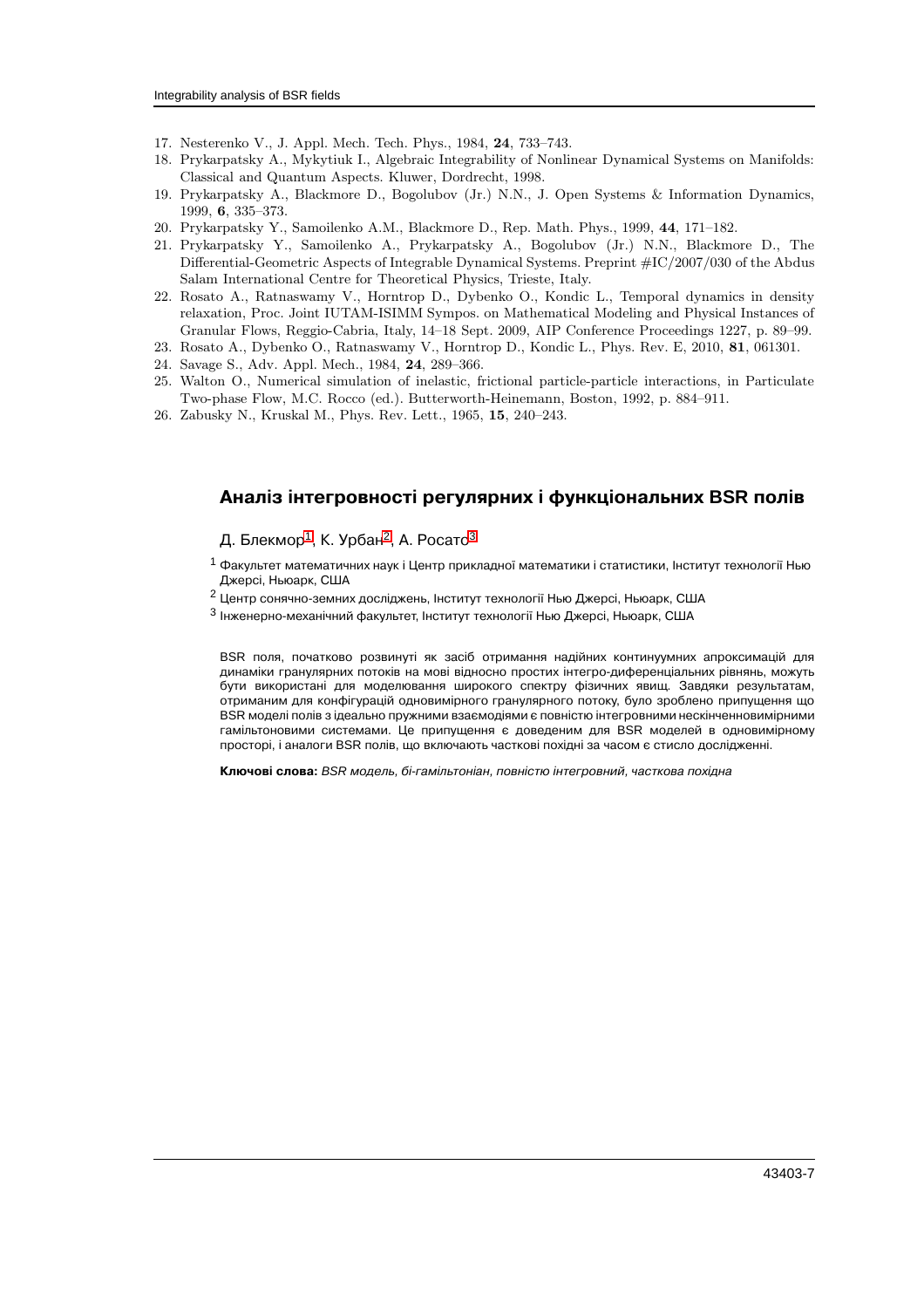17. Nesterenko V., J. Appl. Mech. Tech. Phys., 1984, **24**, 733–743.
18. Prykarpatsky A., Mykytiuk I., Algebraic Integrability of Nonlinear Dynamical Systems on Manifolds: Classical and Quantum Aspects. Kluwer, Dordrecht, 1998.
19. Prykarpatsky A., Blackmore D., Bogolubov (Jr.) N.N., J. Open Systems & Information Dynamics, 1999, **6**, 335–373.
20. Prykarpatsky Y., Samoilenko A.M., Blackmore D., Rep. Math. Phys., 1999, **44**, 171–182.
21. Prykarpatsky Y., Samoilenko A., Prykarpatsky A., Bogolubov (Jr.) N.N., Blackmore D., The Differential-Geometric Aspects of Integrable Dynamical Systems. Preprint #IC/2007/030 of the Abdus Salam International Centre for Theoretical Physics, Trieste, Italy.
22. Rosato A., Ratnaswamy V., Horntrop D., Dybenko O., Kondic L., Temporal dynamics in density relaxation, Proc. Joint IUTAM-ISIMM Sympos. on Mathematical Modeling and Physical Instances of Granular Flows, Reggio-Cabria, Italy, 14–18 Sept. 2009, AIP Conference Proceedings 1227, p. 89–99.
23. Rosato A., Dybenko O., Ratnaswamy V., Horntrop D., Kondic L., Phys. Rev. E, 2010, **81**, 061301.
24. Savage S., Adv. Appl. Mech., 1984, **24**, 289–366.
25. Walton O., Numerical simulation of inelastic, frictional particle-particle interactions, in Particulate Two-phase Flow, M.C. Rocco (ed.). Butterworth-Heinemann, Boston, 1992, p. 884–911.
26. Zabusky N., Kruskal M., Phys. Rev. Lett., 1965, **15**, 240–243.

## Аналіз інтегровності регулярних і функціональних BSR полів

Д. Блекмор[1], К. Урбан[2], А. Росато[3]

[1] Факультет математичних наук і Центр прикладної математики і статистики, Інститут технології Нью Джерсі, Ньюарк, США

[2] Центр сонячно-земних досліджень, Інститут технології Нью Джерсі, Ньюарк, США

[3] Інженерно-механічний факультет, Інститут технології Нью Джерсі, Ньюарк, США

BSR поля, початково розвинуті як засіб отримання надійних континуумних апроксимацій для динаміки гранулярних потоків на мові відносно простих інтегро-диференціальних рівнянь, можуть бути використані для моделювання широкого спектру фізичних явищ. Завдяки результатам, отриманим для конфігурацій одновимірного гранулярного потоку, було зроблено припущення що BSR моделі полів з ідеально пружними взаємодіями є повністю інтегровними нескінченновимірними гамільтоновими системами. Це припущення є доведеним для BSR моделей в одновимірному просторі, і аналоги BSR полів, що включають часткові похідні за часом є стисло досліджені.

**Ключові слова:** *BSR модель, бі-гамільтоніан, повністю інтегровний, часткова похідна*